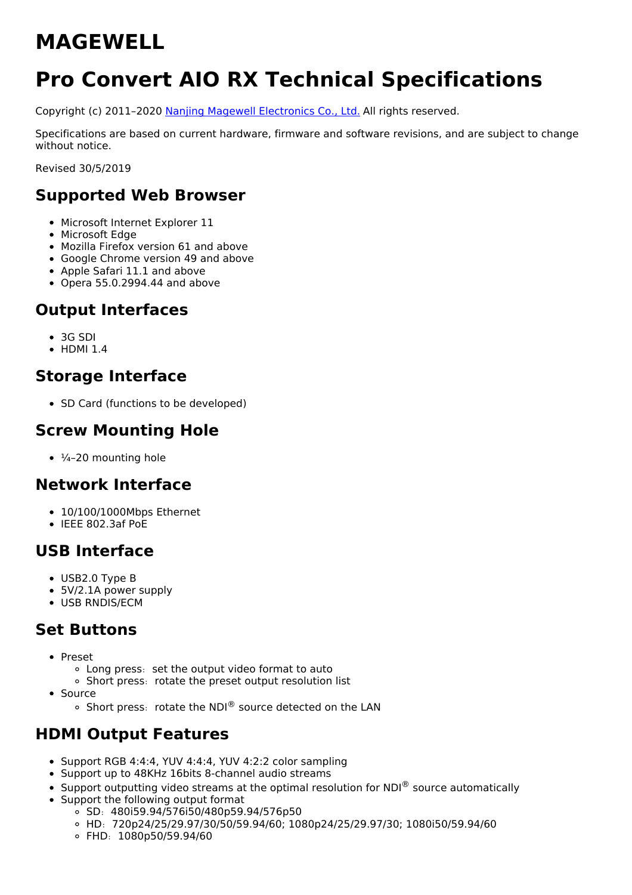# MAGEWELL

# Pro Convert AIO RX Technical Specifications

Copyright (c) 2011–2020 [Nanjing Magewell Electronics Co., Ltd.](#) All rights reserved.

Specifications are based on current hardware, firmware and software revisions, and are subject to change without notice.

Revised 30/5/2019

## Supported Web Browser

- Microsoft Internet Explorer 11
- Microsoft Edge
- Mozilla Firefox version 61 and above
- Google Chrome version 49 and above
- Apple Safari 11.1 and above
- Opera 55.0.2994.44 and above

## Output Interfaces

- 3G SDI
- HDMI 1.4

## Storage Interface

- SD Card (functions to be developed)

## Screw Mounting Hole

- ¼–20 mounting hole

## Network Interface

- 10/100/1000Mbps Ethernet
- IEEE 802.3af PoE

## USB Interface

- USB2.0 Type B
- 5V/2.1A power supply
- USB RNDIS/ECM

## Set Buttons

- Preset
  - Long press：set the output video format to auto
  - Short press：rotate the preset output resolution list
- Source
  - Short press：rotate the NDI® source detected on the LAN

## HDMI Output Features

- Support RGB 4:4:4, YUV 4:4:4, YUV 4:2:2 color sampling
- Support up to 48KHz 16bits 8-channel audio streams
- Support outputting video streams at the optimal resolution for NDI® source automatically
- Support the following output format
  - SD：480i59.94/576i50/480p59.94/576p50
  - HD：720p24/25/29.97/30/50/59.94/60; 1080p24/25/29.97/30; 1080i50/59.94/60
  - FHD：1080p50/59.94/60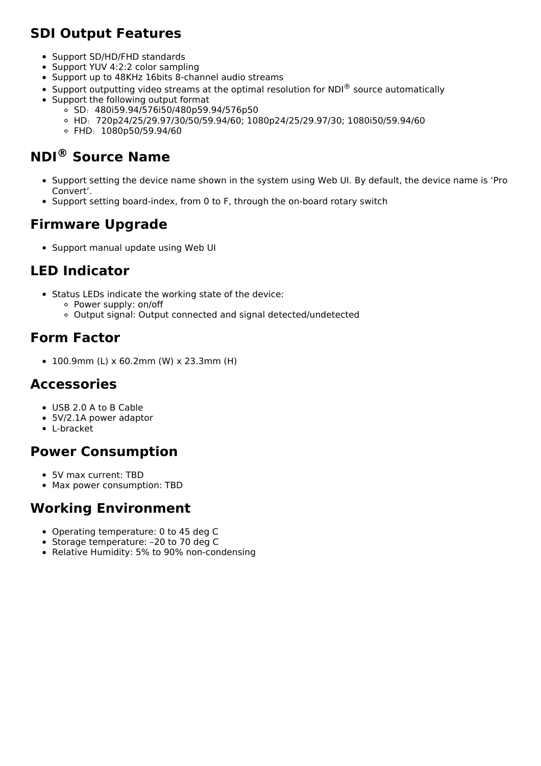## SDI Output Features

- Support SD/HD/FHD standards
- Support YUV 4:2:2 color sampling
- Support up to 48KHz 16bits 8-channel audio streams
- Support outputting video streams at the optimal resolution for NDI® source automatically
- Support the following output format
  - SD：480i59.94/576i50/480p59.94/576p50
  - HD：720p24/25/29.97/30/50/59.94/60; 1080p24/25/29.97/30; 1080i50/59.94/60
  - FHD：1080p50/59.94/60

## NDI® Source Name

- Support setting the device name shown in the system using Web UI. By default, the device name is 'Pro Convert'.
- Support setting board-index, from 0 to F, through the on-board rotary switch

## Firmware Upgrade

- Support manual update using Web UI

## LED Indicator

- Status LEDs indicate the working state of the device:
  - Power supply: on/off
  - Output signal: Output connected and signal detected/undetected

## Form Factor

- 100.9mm (L) x 60.2mm (W) x 23.3mm (H)

## Accessories

- USB 2.0 A to B Cable
- 5V/2.1A power adaptor
- L-bracket

## Power Consumption

- 5V max current: TBD
- Max power consumption: TBD

## Working Environment

- Operating temperature: 0 to 45 deg C
- Storage temperature: –20 to 70 deg C
- Relative Humidity: 5% to 90% non-condensing